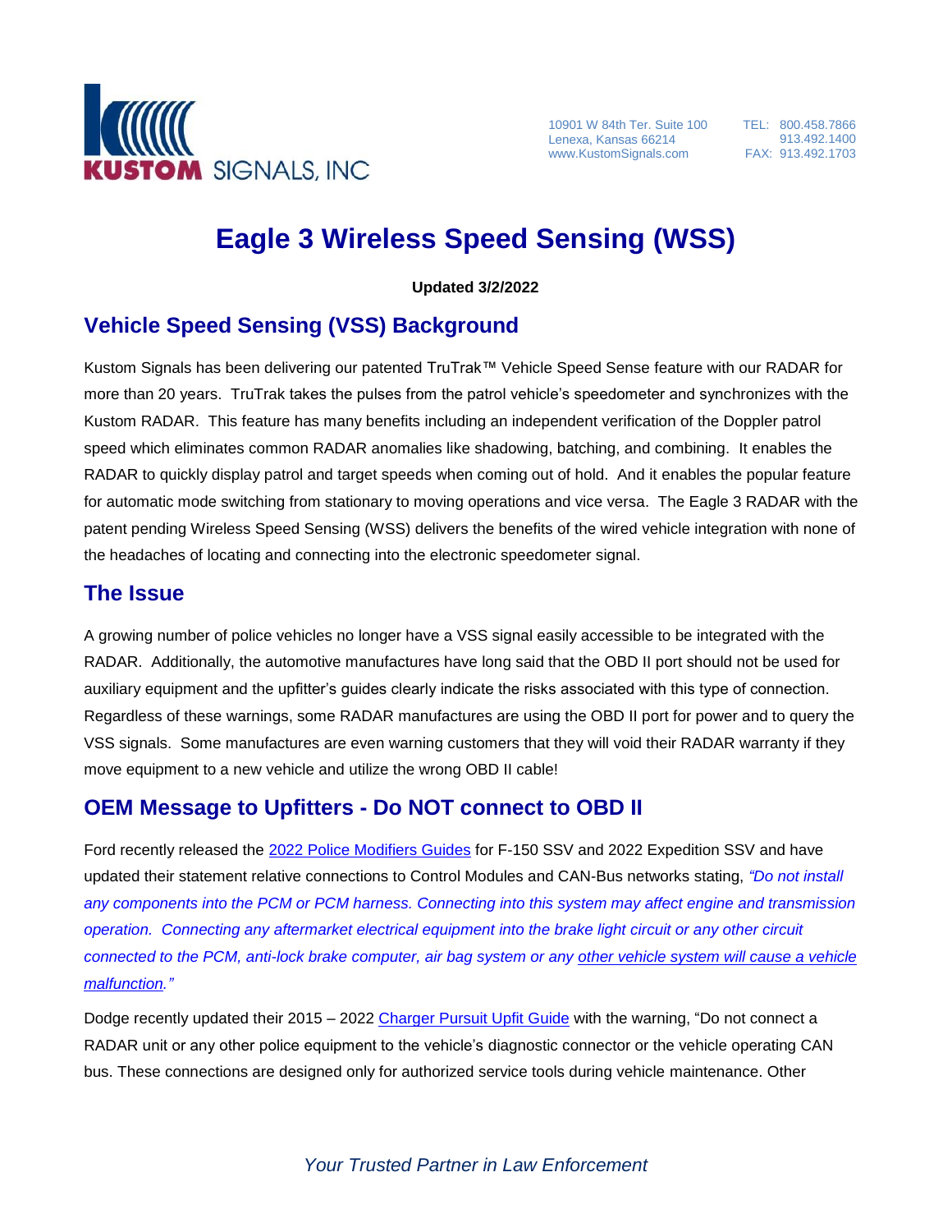KUSTOM SIGNALS, INC

10901 W 84th Ter. Suite 100
Lenexa, Kansas 66214
www.KustomSignals.com

TEL: 800.458.7866
913.492.1400
FAX: 913.492.1703

# Eagle 3 Wireless Speed Sensing (WSS)

**Updated 3/2/2022**

## Vehicle Speed Sensing (VSS) Background

Kustom Signals has been delivering our patented TruTrak™ Vehicle Speed Sense feature with our RADAR for more than 20 years. TruTrak takes the pulses from the patrol vehicle's speedometer and synchronizes with the Kustom RADAR. This feature has many benefits including an independent verification of the Doppler patrol speed which eliminates common RADAR anomalies like shadowing, batching, and combining. It enables the RADAR to quickly display patrol and target speeds when coming out of hold. And it enables the popular feature for automatic mode switching from stationary to moving operations and vice versa. The Eagle 3 RADAR with the patent pending Wireless Speed Sensing (WSS) delivers the benefits of the wired vehicle integration with none of the headaches of locating and connecting into the electronic speedometer signal.

## The Issue

A growing number of police vehicles no longer have a VSS signal easily accessible to be integrated with the RADAR. Additionally, the automotive manufactures have long said that the OBD II port should not be used for auxiliary equipment and the upfitter's guides clearly indicate the risks associated with this type of connection. Regardless of these warnings, some RADAR manufactures are using the OBD II port for power and to query the VSS signals. Some manufactures are even warning customers that they will void their RADAR warranty if they move equipment to a new vehicle and utilize the wrong OBD II cable!

## OEM Message to Upfitters - Do NOT connect to OBD II

Ford recently released the 2022 Police Modifiers Guides for F-150 SSV and 2022 Expedition SSV and have updated their statement relative connections to Control Modules and CAN-Bus networks stating, *"Do not install any components into the PCM or PCM harness. Connecting into this system may affect engine and transmission operation. Connecting any aftermarket electrical equipment into the brake light circuit or any other circuit connected to the PCM, anti-lock brake computer, air bag system or any other vehicle system will cause a vehicle malfunction."*

Dodge recently updated their 2015 – 2022 Charger Pursuit Upfit Guide with the warning, "Do not connect a RADAR unit or any other police equipment to the vehicle's diagnostic connector or the vehicle operating CAN bus. These connections are designed only for authorized service tools during vehicle maintenance. Other

*Your Trusted Partner in Law Enforcement*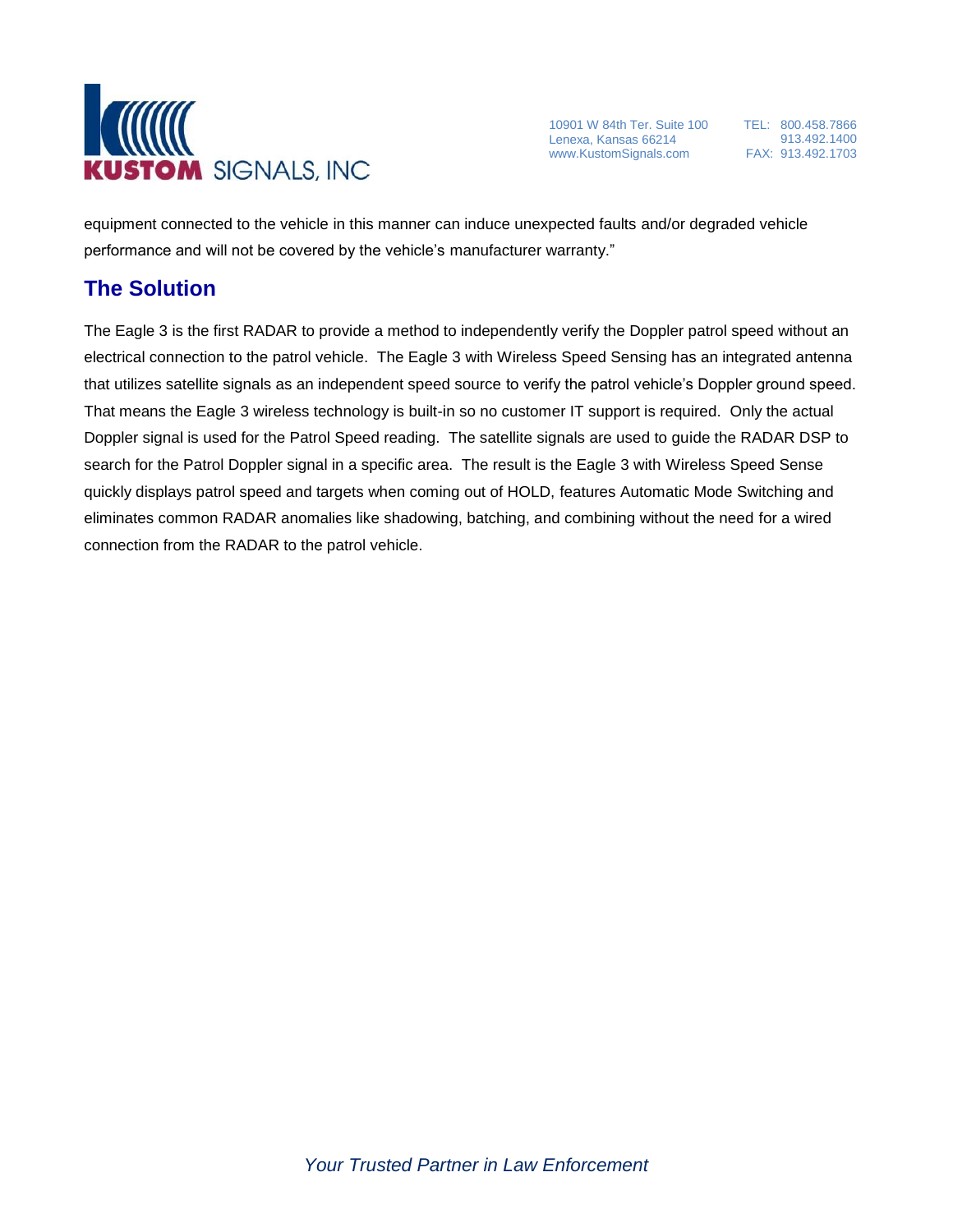equipment connected to the vehicle in this manner can induce unexpected faults and/or degraded vehicle performance and will not be covered by the vehicle's manufacturer warranty."

## The Solution

The Eagle 3 is the first RADAR to provide a method to independently verify the Doppler patrol speed without an electrical connection to the patrol vehicle. The Eagle 3 with Wireless Speed Sensing has an integrated antenna that utilizes satellite signals as an independent speed source to verify the patrol vehicle's Doppler ground speed. That means the Eagle 3 wireless technology is built-in so no customer IT support is required. Only the actual Doppler signal is used for the Patrol Speed reading. The satellite signals are used to guide the RADAR DSP to search for the Patrol Doppler signal in a specific area. The result is the Eagle 3 with Wireless Speed Sense quickly displays patrol speed and targets when coming out of HOLD, features Automatic Mode Switching and eliminates common RADAR anomalies like shadowing, batching, and combining without the need for a wired connection from the RADAR to the patrol vehicle.